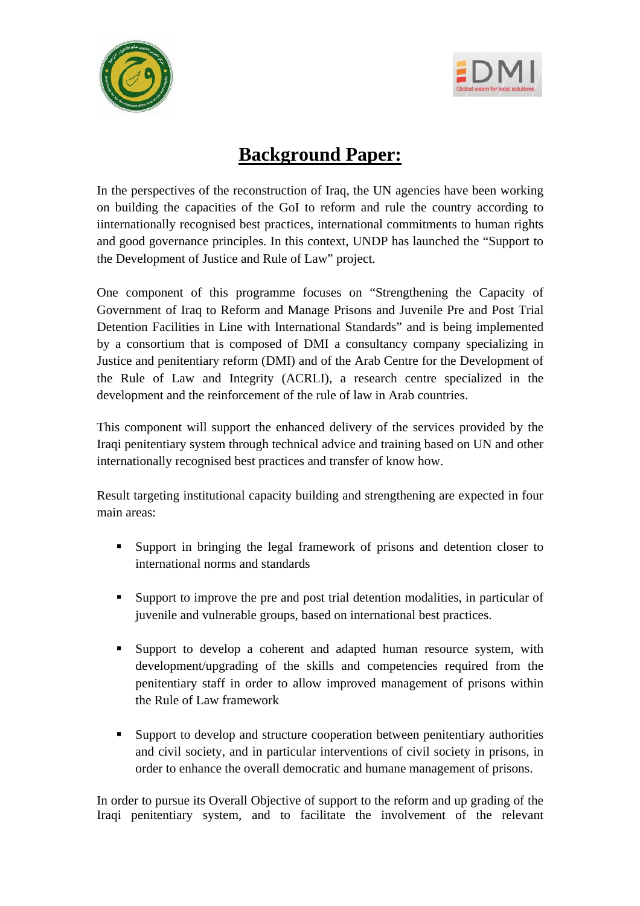# Background Paper:

In the perspectives of the reconstruction of Iraq, the UN agencies have been working on building the capacities of the GoI to reform and rule the country according to iinternationally recognised best practices, international commitments to human rights and good governance principles. In this context, UNDP has launched the "Support to the Development of Justice and Rule of Law" project.

One component of this programme focuses on "Strengthening the Capacity of Government of Iraq to Reform and Manage Prisons and Juvenile Pre and Post Trial Detention Facilities in Line with International Standards" and is being implemented by a consortium that is composed of DMI a consultancy company specializing in Justice and penitentiary reform (DMI) and of the Arab Centre for the Development of the Rule of Law and Integrity (ACRLI), a research centre specialized in the development and the reinforcement of the rule of law in Arab countries.

This component will support the enhanced delivery of the services provided by the Iraqi penitentiary system through technical advice and training based on UN and other internationally recognised best practices and transfer of know how.

Result targeting institutional capacity building and strengthening are expected in four main areas:

- Support in bringing the legal framework of prisons and detention closer to international norms and standards
- Support to improve the pre and post trial detention modalities, in particular of juvenile and vulnerable groups, based on international best practices.
- Support to develop a coherent and adapted human resource system, with development/upgrading of the skills and competencies required from the penitentiary staff in order to allow improved management of prisons within the Rule of Law framework
- Support to develop and structure cooperation between penitentiary authorities and civil society, and in particular interventions of civil society in prisons, in order to enhance the overall democratic and humane management of prisons.

In order to pursue its Overall Objective of support to the reform and up grading of the Iraqi penitentiary system, and to facilitate the involvement of the relevant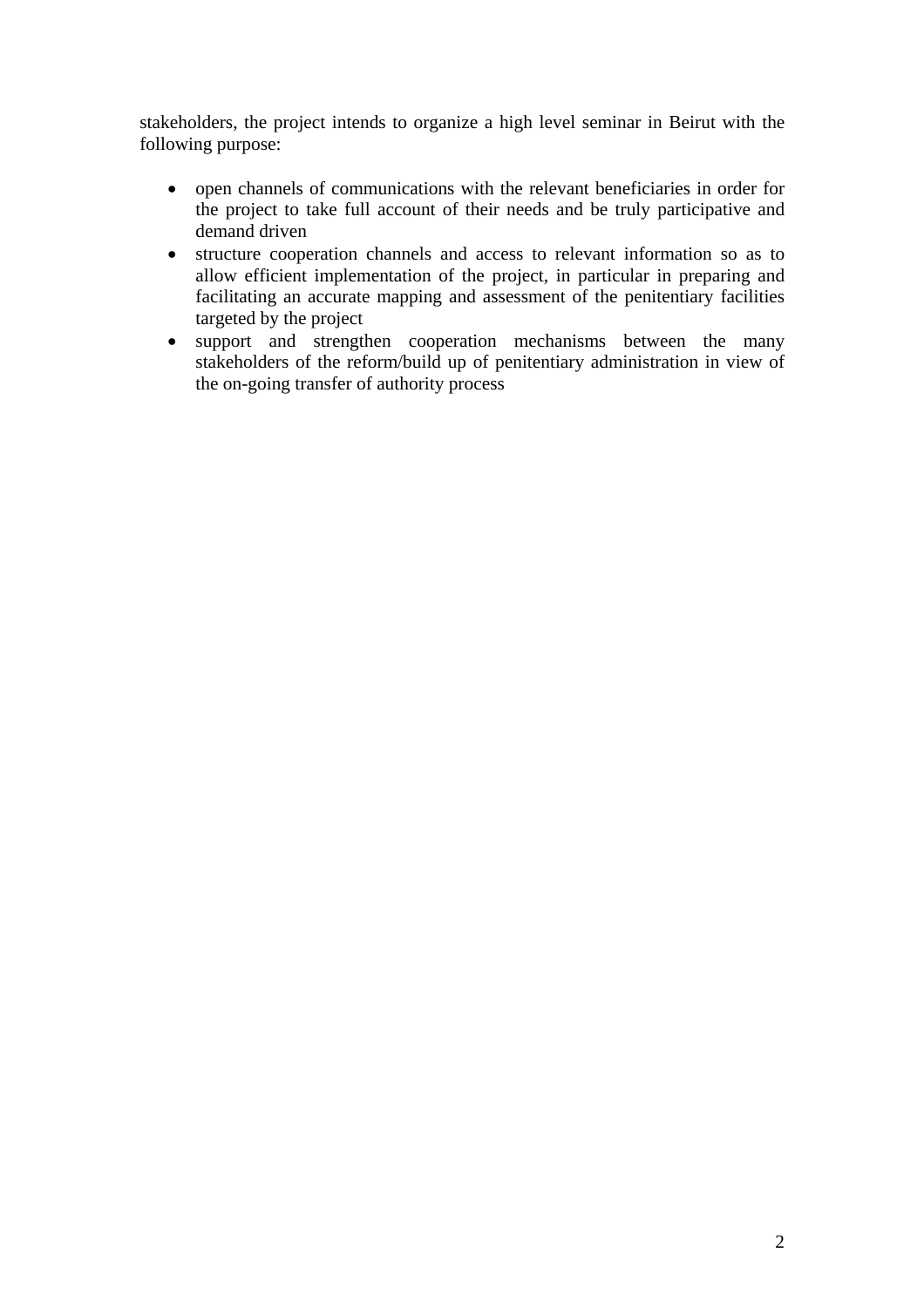stakeholders, the project intends to organize a high level seminar in Beirut with the following purpose:

- open channels of communications with the relevant beneficiaries in order for the project to take full account of their needs and be truly participative and demand driven
- structure cooperation channels and access to relevant information so as to allow efficient implementation of the project, in particular in preparing and facilitating an accurate mapping and assessment of the penitentiary facilities targeted by the project
- support and strengthen cooperation mechanisms between the many stakeholders of the reform/build up of penitentiary administration in view of the on-going transfer of authority process